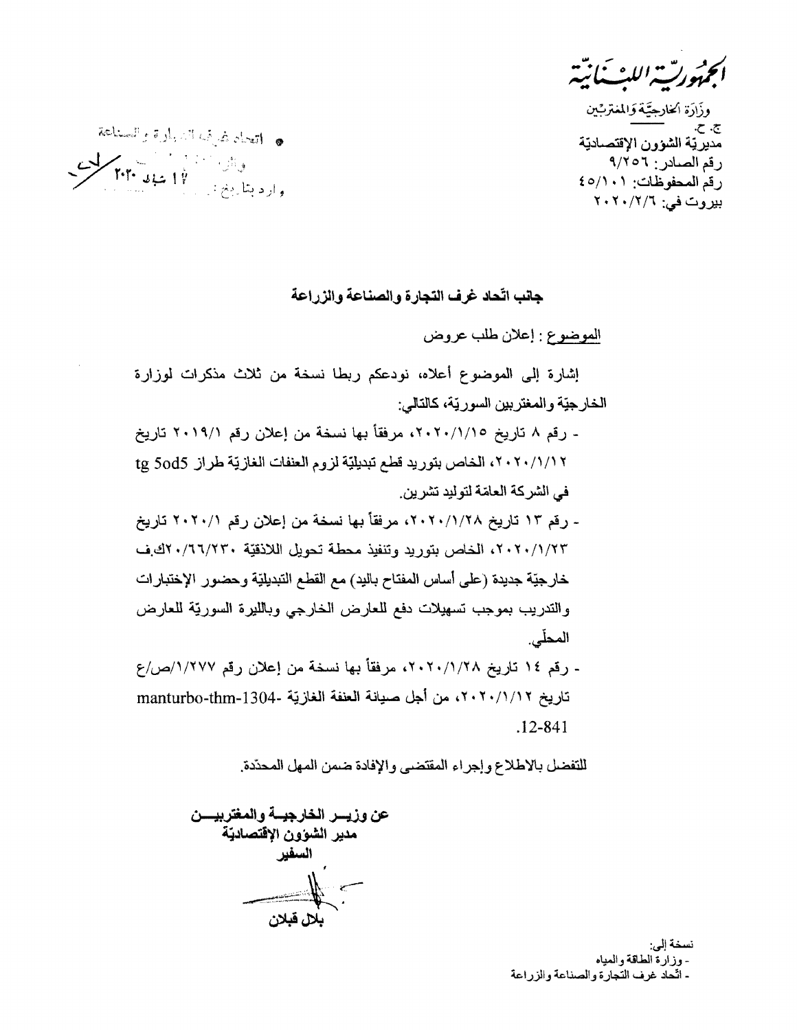الجمهوريّة اللبنانيّة

وزارة الخارجيّة والمغتربين

ج. ح.

مديريّة الشؤون الإقتصاديّة

رقم الصادر: ٩/٢٥٦

رقم المحفوظات: ٤٥/١٠١

بيروت في: ٢٠٢٠/٢/٦

اتحاد غرف التجارة والصناعة

وارد بتاريخ: ١٧ شباط ٢٠٢٠

## جانب اتّحاد غرف التجارة والصناعة والزراعة

<u>الموضوع</u> : إعلان طلب عروض

إشارة إلى الموضوع أعلاه، نودعكم ربطا نسخة من ثلاث مذكرات لوزارة الخارجيّة والمغتربين السوريّة، كالتالي:

- رقم ٨ تاريخ ٢٠٢٠/١/١٥، مرفقاً بها نسخة من إعلان رقم ٢٠١٩/١ تاريخ ٢٠٢٠/١/١٢، الخاص بتوريد قطع تبديليّة لزوم العنفات الغازيّة طراز tg 5od5 في الشركة العامة لتوليد تشرين.
- رقم ١٣ تاريخ ٢٠٢٠/١/٢٨، مرفقاً بها نسخة من إعلان رقم ٢٠٢٠/١ تاريخ ٢٠٢٠/١/٢٣، الخاص بتوريد وتنفيذ محطة تحويل اللاذقيّة ٢٠/٦٦/٢٣٠ك.ف خارجيّة جديدة (على أساس المفتاح باليد) مع القطع التبديليّة وحضور الإختبارات والتدريب بموجب تسهيلات دفع للعارض الخارجي وبالليرة السوريّة للعارض المحلّي.
- رقم ١٤ تاريخ ٢٠٢٠/١/٢٨، مرفقاً بها نسخة من إعلان رقم ١/٢٧٧/ص/ع تاريخ ٢٠٢٠/١/١٢، من أجل صيانة العنفة الغازيّة -manturbo-thm-1304 12-841.

للتفضل بالاطلاع وإجراء المقتضى والإفادة ضمن المهل المحدّدة.

**عن وزيـر الخارجيـة والمغتربيـن**

**مدير الشؤون الإقتصاديّة**

**السفير**

**بلال قبلان**

نسخة إلى:

- وزارة الطاقة والمياه
- اتّحاد غرف التجارة والصناعة والزراعة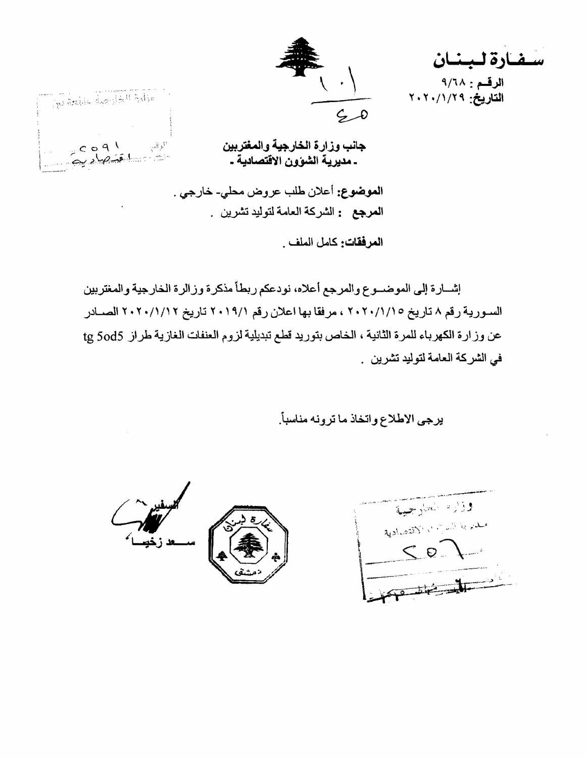# سفارة لبنان

**الرقم :** ٩/٦٨
**التاريخ:** ٢٠٢٠/١/٢٩

١٠١
٤٥

وزارة الخارجية والمغتربين
الرقم ٥٩١
اقتصادية

**جانب وزارة الخارجية والمغتربين**
**- مديرية الشؤون الاقتصادية -**

**الموضوع:** أعلان طلب عروض محلي- خارجي .
**المرجع :** الشركة العامة لتوليد تشرين .

**المرفقات:** كامل الملف .

إشـارة إلى الموضـوع والمرجع أعلاه، نودعكم ربطاً مذكرة وزالرة الخارجية والمغتربين السـورية رقم ٨ تاريخ ٢٠٢٠/١/١٥ ، مرفقا بها اعلان رقم ٢٠١٩/١ تاريخ ٢٠٢٠/١/١٢ الصـادر عن وزارة الكهرباء للمرة الثانية ، الخاص بتوريد قطع تبديلية لزوم العنفات الغازية طراز tg 5od5 في الشركة العامة لتوليد تشرين .

يرجى الاطلاع واتخاذ ما ترونه مناسباً.

السفير
سـعد زخيـا

سفارة لبنان
دمشق

وزارة الخارجية
مديرية الشؤون الاقتصادية
٥٠٦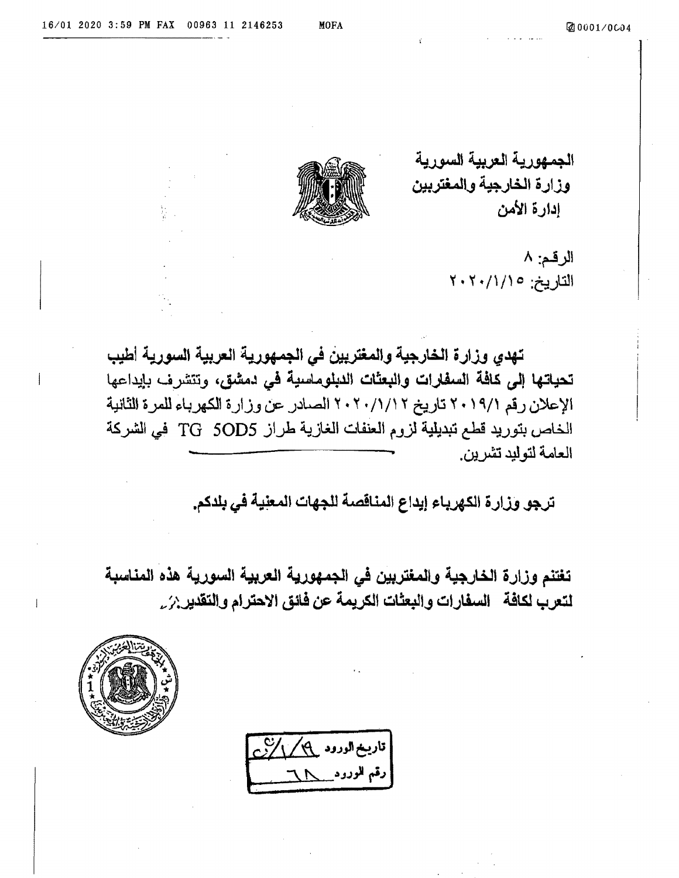الجمهورية العربية السورية
وزارة الخارجية والمغتربين
إدارة الأمن

الرقم: ٨
التاريخ: ٢٠٢٠/١/١٥

**تهدي وزارة الخارجية والمغتربين في الجمهورية العربية السورية أطيب تحياتها إلى كافة السفارات والبعثات الدبلوماسية في دمشق، وتتشرف بإيداعها الإعلان رقم ٢٠١٩/١ تاريخ ٢٠٢٠/١/١٢ الصادر عن وزارة الكهرباء للمرة الثانية الخاص بتوريد قطع تبديلية لزوم العنفات الغازية طراز TG 5OD5 في الشركة العامة لتوليد تشرين.**

**ترجو وزارة الكهرباء إيداع المناقصة للجهات المعنية في بلدكم.**

**تغتنم وزارة الخارجية والمغتربين في الجمهورية العربية السورية هذه المناسبة لتعرب لكافة السفارات والبعثات الكريمة عن فائق الاحترام والتقدير.**

تاريخ الورود ١٩/١/٢٠
رقم الورود ٦٨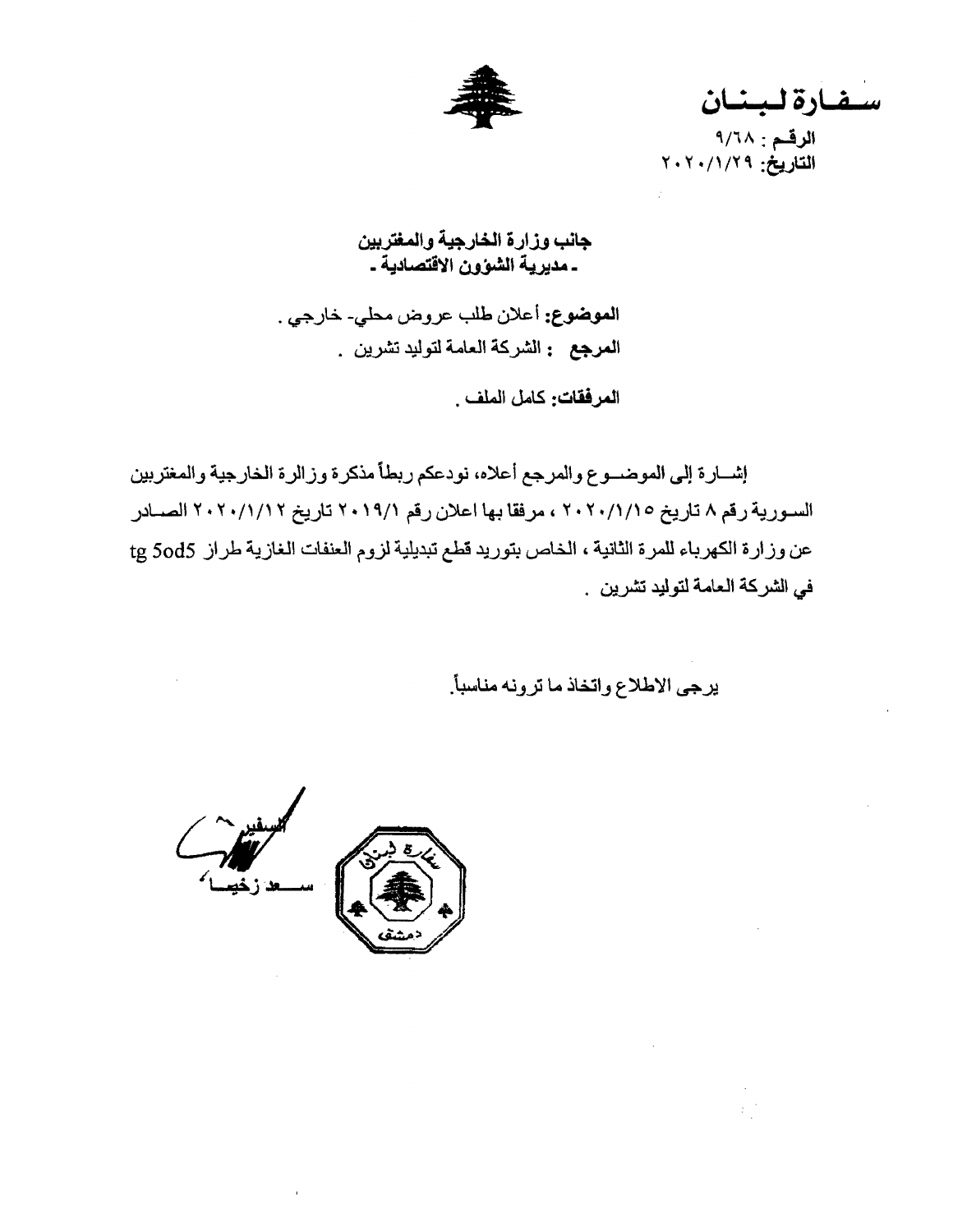**سفارة لبنان**

**الرقم** : ٩/٦٨
**التاريخ**: ٢٠٢٠/١/٢٩

**جانب وزارة الخارجية والمغتربين**
**- مديرية الشؤون الاقتصادية -**

**الموضوع:** أعلان طلب عروض محلي- خارجي .
**المرجع** : الشركة العامة لتوليد تشرين .

**المرفقات:** كامل الملف .

إشارة إلى الموضوع والمرجع أعلاه، نودعكم ربطاً مذكرة وزالرة الخارجية والمغتربين السورية رقم ٨ تاريخ ٢٠٢٠/١/١٥ ، مرفقا بها اعلان رقم ٢٠١٩/١ تاريخ ٢٠٢٠/١/١٢ الصادر عن وزارة الكهرباء للمرة الثانية ، الخاص بتوريد قطع تبديلية لزوم العنفات الغازية طراز tg 5od5 في الشركة العامة لتوليد تشرين .

يرجى الاطلاع واتخاذ ما ترونه مناسباً.

السفير
سعد زخيا

سفارة لبنان
دمشق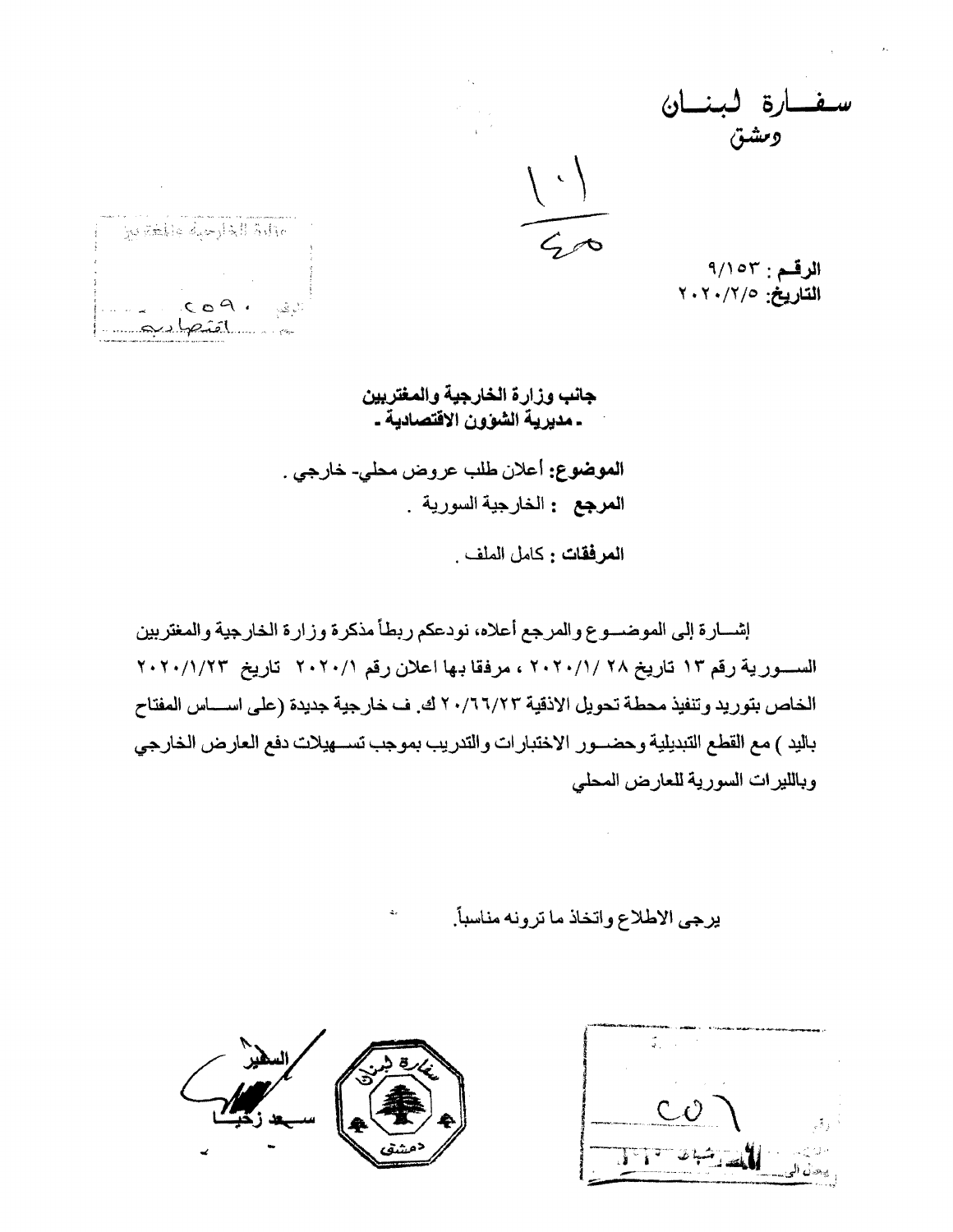سفــارة لبنــان
دمشق

١٠١/ ٥٥

الرقـم : ٩/١٥٣
التاريخ: ٢٠٢٠/٢/٥

وزارة الخارجية والمغتربين
الرقم ٥٩٠
اقتصادية

**جانب وزارة الخارجية والمغتربين**
**- مديرية الشؤون الاقتصادية -**

**الموضوع:** أعلان طلب عروض محلي- خارجي .
**المرجع :** الخارجية السورية .

**المرفقات :** كامل الملف .

إشــارة إلى الموضــوع والمرجع أعلاه، نودعكم ربطاً مذكرة وزارة الخارجية والمغتربين الســورية رقم ١٣ تاريخ ٢٨ /٢٠٢٠/١ ، مرفقا بها اعلان رقم ٢٠٢٠/١ تاريخ ٢٠٢٠/١/٢٣ الخاص بتوريد وتنفيذ محطة تحويل الاذقية ٢٠/٦٦/٢٣ ك. ف خارجية جديدة (على اســاس المفتاح باليد ) مع القطع التبديلية وحضــور الاختبارات والتدريب بموجب تســهيلات دفع العارض الخارجي وبالليرات السورية للعارض المحلي

يرجى الاطلاع واتخاذ ما ترونه مناسباً.

السفير
سـعد زخيـا

سفارة لبنان
دمشق

٥٠٦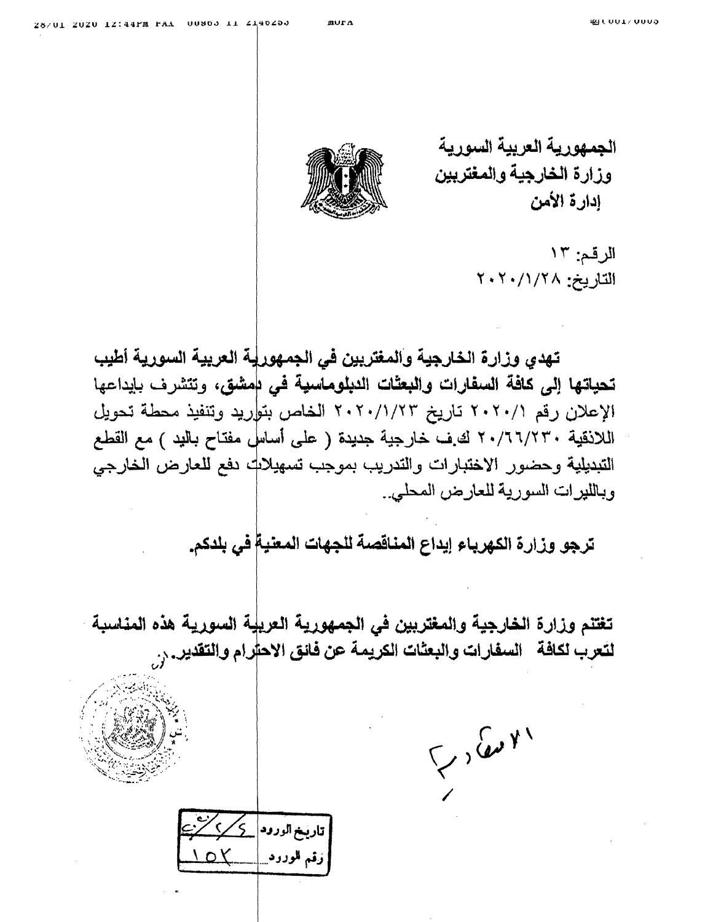الجمهورية العربية السورية
وزارة الخارجية والمغتربين
إدارة الأمن

الرقم: ١٣
التاريخ: ٢٠٢٠/١/٢٨

**تهدي وزارة الخارجية والمغتربين في الجمهورية العربية السورية أطيب تحياتها إلى كافة السفارات والبعثات الدبلوماسية في دمشق،** وتتشرف بإيداعها الإعلان رقم ٢٠٢٠/١ تاريخ ٢٠٢٠/١/٢٣ الخاص بتوريد وتنفيذ محطة تحويل اللاذقية ٢٠/٦٦/٢٣٠ ك.ف خارجية جديدة ( على أساس مفتاح باليد ) مع القطع التبديلية وحضور الاختبارات والتدريب بموجب تسهيلات دفع للعارض الخارجي وبالليرات السورية للعارض المحلي..

**ترجو وزارة الكهرباء إيداع المناقصة للجهات المعنية في بلدكم.**

**تغتنم وزارة الخارجية والمغتربين في الجمهورية العربية السورية هذه المناسبة لتعرب لكافة السفارات والبعثات الكريمة عن فائق الاحترام والتقدير.**

| تاريخ الورود | ٤/٢/٢٠ |
| --- | --- |
| رقم الورود | ١٥٢ |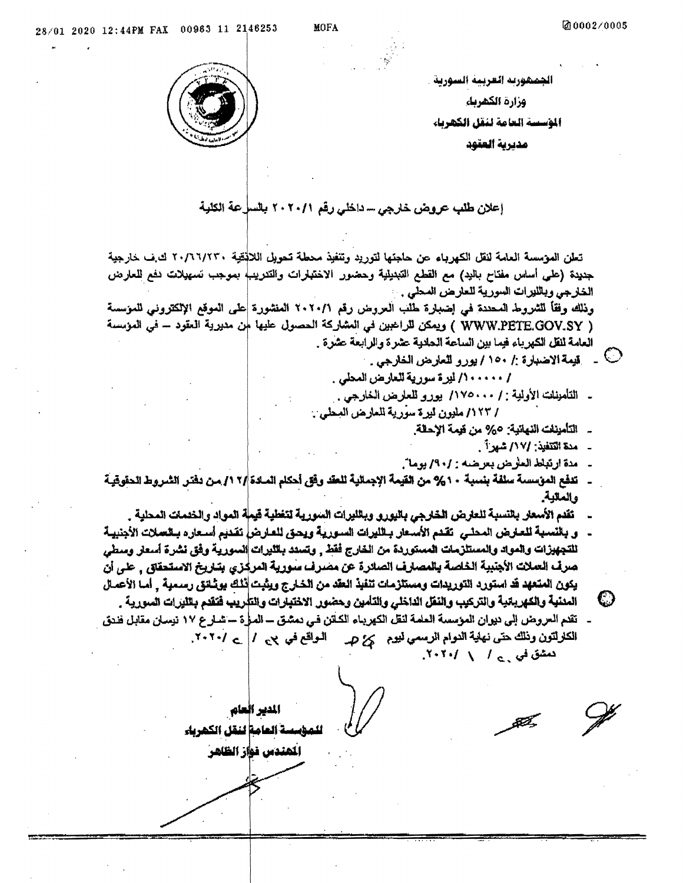الجمهورية العربية السورية
وزارة الكهرباء
المؤسسة العامة لنقل الكهرباء
مديرية العقود

إعلان طلب عروض خارجي – داخلي رقم ١/٢٠٢٠ بالسرعة الكلية

تعلن المؤسسة العامة لنقل الكهرباء عن حاجتها لتوريد وتنفيذ محطة تحويل اللاذقية ٢٣٠/٦٦/٢٠ ك.ف خارجية جديدة (على أساس مفتاح باليد) مع القطع التبديلية وحضور الاختبارات والتدريب بموجب تسهيلات دفع للعارض الخارجي وبالليرات السورية للعارض المحلي .

وذلك وفقاً للشروط المحددة في إضبارة طلب العروض رقم ١/٢٠٢٠ المنشورة على الموقع الإلكتروني للمؤسسة ( WWW.PETE.GOV.SY ) ويمكن للراغبين في المشاركة الحصول عليها من مديرية العقود – في المؤسسة العامة لنقل الكهرباء فيما بين الساعة الحادية عشرة والرابعة عشرة .

- قيمة الاضبارة :/ ١٥٠ / يورو للعارض الخارجي .
  / ١٠٠٠٠٠/ ليرة سورية للعارض المحلي .
- التأمينات الأولية : / ١٧٥٠٠٠/ يورو للعارض الخارجي .
  / ١٢٣/ مليون ليرة سورية للعارض المحلي .
- التأمينات النهائية: ٥% من قيمة الإحالة.
- مدة التنفيذ: /١٧/ شهراً .
- مدة ارتباط العارض بعرضه : /٩٠/ يوماً.
- **تدفع المؤسسة سلفة بنسبة ١٠% من القيمة الإجمالية للعقد وفق أحكام المادة /١٢/ من دفتر الشروط الحقوقية والمالية.**
- **تقدم الأسعار بالنسبة للعارض الخارجي باليورو وبالليرات السورية لتغطية قيمة المواد والخدمات المحلية .**
- **و بالنسبة للعارض المحلي تقدم الأسعار بالليرات السورية ويحق للعارض تقديم أسعاره بالعملات الأجنبية للتجهيزات والمواد والمستلزمات المستوردة من الخارج فقط , وتسدد بالليرات السورية وفق نشرة أسعار وسطي صرف العملات الأجنبية الخاصة بالمصارف الصادرة عن مصرف سورية المركزي بتاريخ الاستحقاق , على أن يكون المتعهد قد استورد التوريدات ومستلزمات تنفيذ العقد من الخارج ويثبت ذلك بوثائق رسمية , أما الأعمال المدنية والكهربائية والتركيب والنقل الداخلي والتأمين وحضور الاختبارات والتدريب فتقدم بالليرات السورية .**
- تقدم العروض إلى ديوان المؤسسة العامة لنقل الكهرباء الكائن في دمشق – المزة – شارع ١٧ نيسان مقابل فندق الكارلتون وذلك حتى نهاية الدوام الرسمي ليوم ............ الواقع في ../ ../٢٠٢٠.

دمشق في .. / ١ /٢٠٢٠.

**المدير العام**
**للمؤسسة العامة لنقل الكهرباء**
**المهندس فواز الظاهر**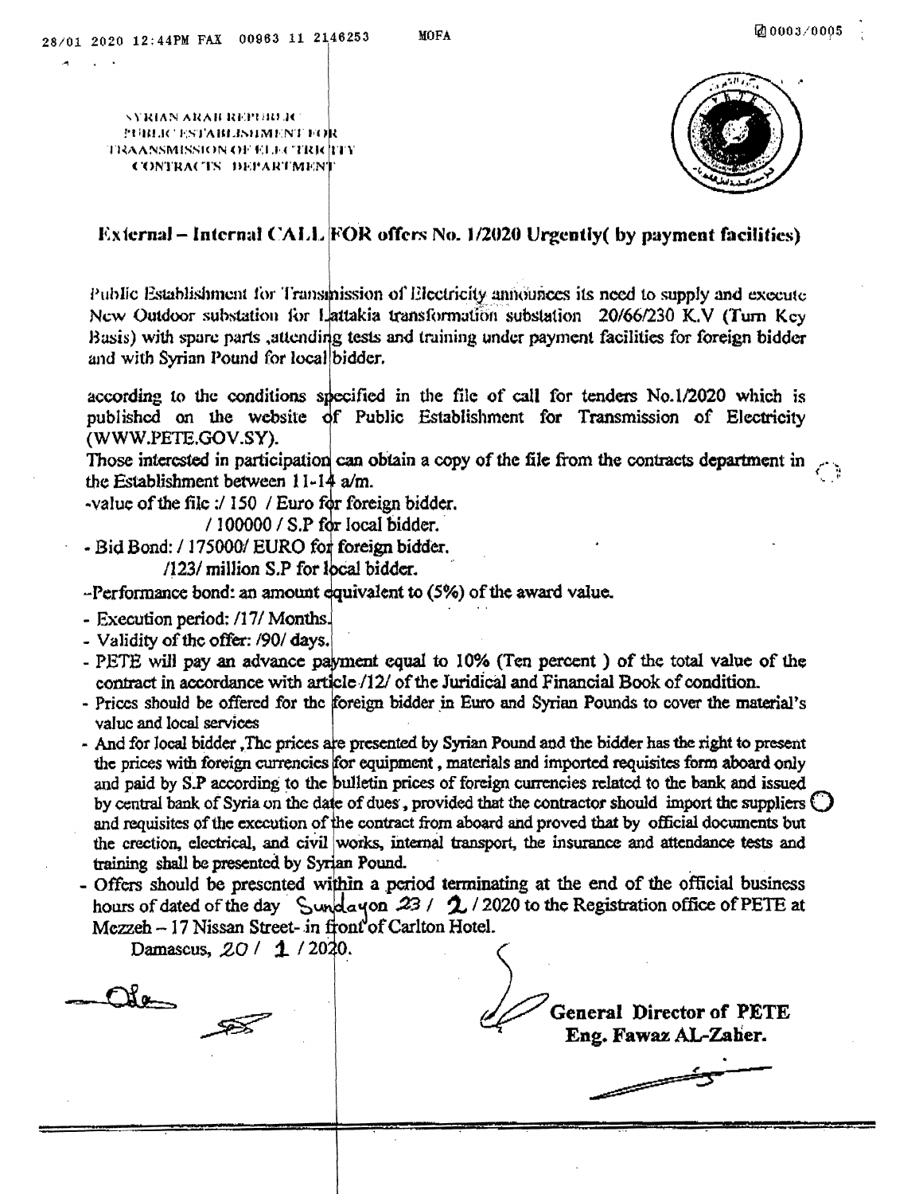SYRIAN ARAB REPUBLIC
PUBLIC ESTABLISHMENT FOR
TRAANSMISSION OF ELECTRICITY
CONTRACTS DEPARTMENT

## External – Internal CALL FOR offers No. 1/2020 Urgently( by payment facilities)

Public Establishment for Transmission of Electricity announces its need to supply and execute New Outdoor substation for Lattakia transformation substation 20/66/230 K.V (Turn Key Basis) with spare parts ,attending tests and training under payment facilities for foreign bidder and with Syrian Pound for local bidder.

according to the conditions specified in the file of call for tenders No.1/2020 which is published on the website of Public Establishment for Transmission of Electricity (WWW.PETE.GOV.SY).

Those interested in participation can obtain a copy of the file from the contracts department in the Establishment between 11-14 a/m.

-value of the file :/ 150 / Euro for foreign bidder.
/ 100000 / S.P for local bidder.

- Bid Bond: / 175000/ EURO for foreign bidder.
/123/ million S.P for local bidder.

-Performance bond: an amount equivalent to (5%) of the award value.

- Execution period: /17/ Months.
- Validity of the offer: /90/ days.
- PETE will pay an advance payment equal to 10% (Ten percent ) of the total value of the contract in accordance with article /12/ of the Juridical and Financial Book of condition.
- Prices should be offered for the foreign bidder in Euro and Syrian Pounds to cover the material's value and local services
- And for local bidder ,The prices are presented by Syrian Pound and the bidder has the right to present the prices with foreign currencies for equipment , materials and imported requisites form aboard only and paid by S.P according to the bulletin prices of foreign currencies related to the bank and issued by central bank of Syria on the date of dues , provided that the contractor should import the suppliers and requisites of the execution of the contract from aboard and proved that by official documents but the erection, electrical, and civil works, internal transport, the insurance and attendance tests and training shall be presented by Syrian Pound.
- Offers should be presented within a period terminating at the end of the official business hours of dated of the day Sundayon 23 / 2 / 2020 to the Registration office of PETE at Mezzeh – 17 Nissan Street- in front of Carlton Hotel.

Damascus, 20 / 1 / 2020.

**General Director of PETE**
**Eng. Fawaz AL-Zaher.**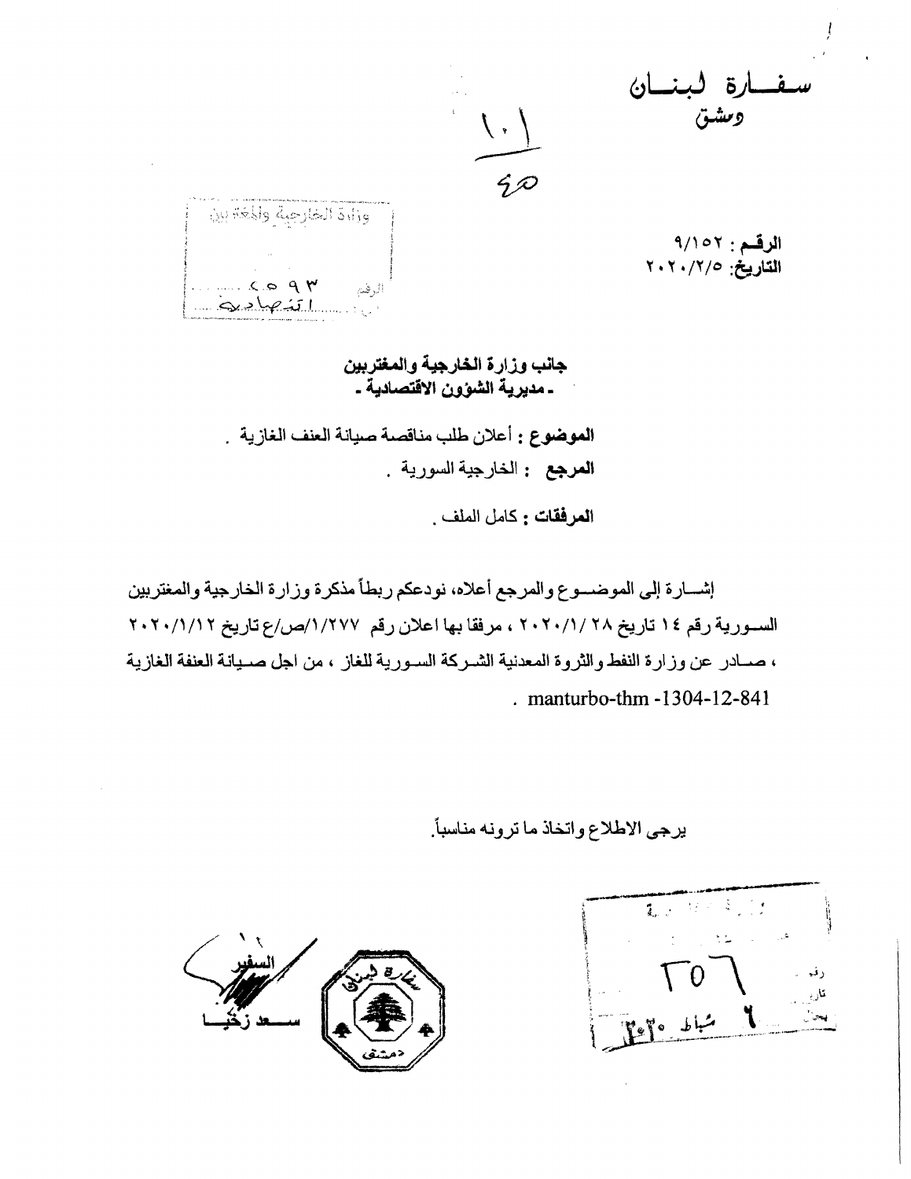سفـــارة لبنـــان
دمشق

١٠١
٤٥

وزارة الخارجية والمغتربين
الرقم ٥٠٩٣
اقتصادية

**الرقـم :** ٩/١٥٢
**التاريخ:** ٢٠٢٠/٢/٥

**جانب وزارة الخارجية والمغتربين**
**- مديرية الشؤون الاقتصادية -**

**الموضوع :** أعلان طلب مناقصة صيانة العنف الغازية .
**المرجع :** الخارجية السورية .

**المرفقات :** كامل الملف .

إشـــارة إلى الموضـــوع والمرجع أعلاه، نودعكم ربطاً مذكرة وزارة الخارجية والمغتربين السـورية رقم ١٤ تاريخ ٢٨ /٢٠٢٠/١ ، مرفقا بها اعلان رقم ١/٢٧٧/ص/ع تاريخ ٢٠٢٠/١/١٢ ، صـادر عن وزارة النفط والثروة المعدنية الشـركة السـورية للغاز ، من اجل صـيانة العنفة الغازية manturbo-thm -1304-12-841 .

يرجى الاطلاع واتخاذ ما ترونه مناسباً.

السفير
سـعد زخيـا

سفارة لبنان دمشق

٣٥٦
٦ شباط ٢٠٢٠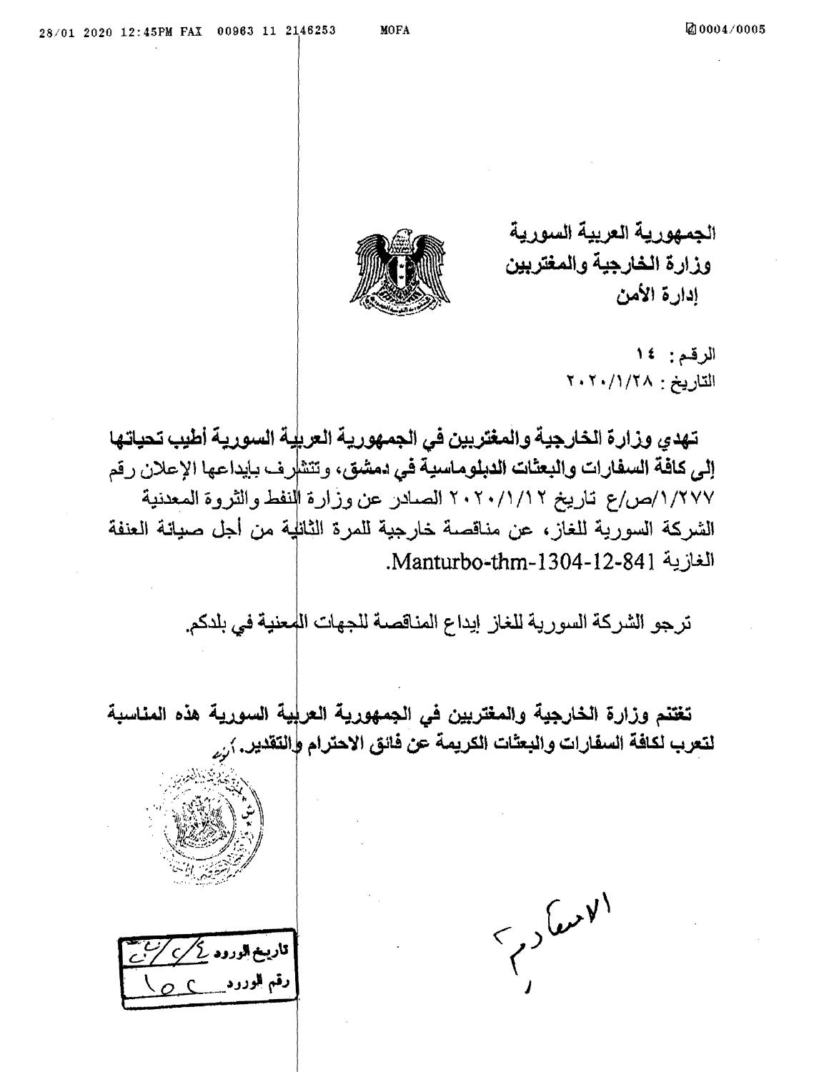الجمهورية العربية السورية
وزارة الخارجية والمغتربين
إدارة الأمن

الرقم: ١٤
التاريخ: ٢٠٢٠/١/٢٨

**تهدي وزارة الخارجية والمغتربين في الجمهورية العربية السورية أطيب تحياتها إلى كافة السفارات والبعثات الدبلوماسية في دمشق**، وتتشرف بإيداعها الإعلان رقم ١/٢٧٧/ص/ع تاريخ ٢٠٢٠/١/١٢ الصادر عن وزارة النفط والثروة المعدنية الشركة السورية للغاز، عن مناقصة خارجية للمرة الثانية من أجل صيانة العنفة الغازية Manturbo-thm-1304-12-841.

ترجو الشركة السورية للغاز إيداع المناقصة للجهات المعنية في بلدكم.

**تغتنم وزارة الخارجية والمغتربين في الجمهورية العربية السورية هذه المناسبة لتعرب لكافة السفارات والبعثات الكريمة عن فائق الاحترام والتقدير.**

الاستعلام

تاريخ الورود ٤/٢/٢٠
رقم الورود ١٥٢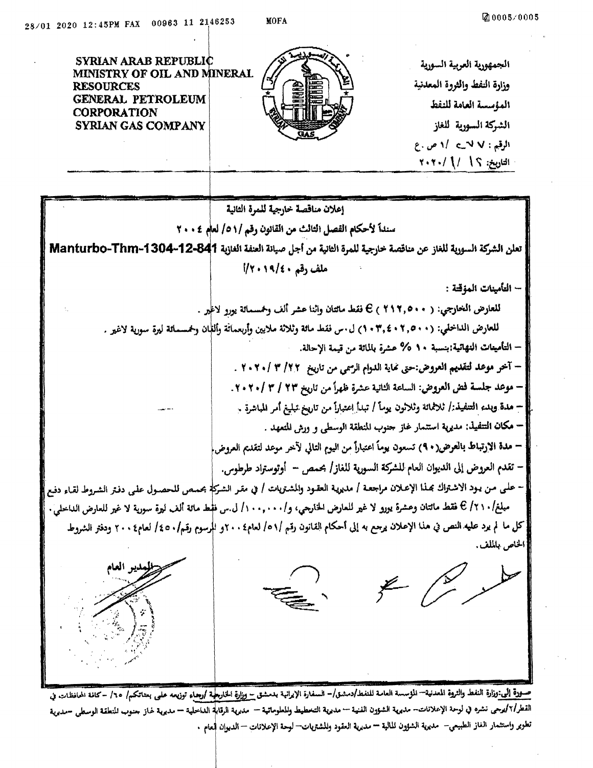SYRIAN ARAB REPUBLIC
MINISTRY OF OIL AND MINERAL RESOURCES
GENERAL PETROLEUM CORPORATION
SYRIAN GAS COMPANY

الجمهورية العربية السورية
وزارة النفط والثروة المعدنية
المؤسسة العامة للنفط
الشركة السورية للغاز
الرقم: ٧٧ ح/١ ص.ع
التاريخ: ١٢ / ١ / ٢٠٢٠

## إعلان مناقصة خارجية للمرة الثانية

### سنداً لأحكام الفصل الثالث من القانون رقم /٥١/ لعام ٢٠٠٤

**تعلن الشركة السورية للغاز عن مناقصة خارجية للمرة الثانية من أجل صيانة العنفة الغازية Manturbo-Thm-1304-12-841**

**ملف رقم ٢٠١٩/٤٠/أ**

– التأمينات المؤقتة :

للعارض الخارجي: ( ٢١٢,٥٠٠ ) € فقط مائتان واثنا عشر ألف وخمسمائة يورو لاغير .

للعارض الداخلي: (١٠٣,٤٠٢,٥٠٠) ل.س فقط مائة وثلاثة ملايين وأربعمائة وألفان وخمسمائة ليرة سورية لاغير .

– التأمينات النهائية: بنسبة ١٠ % عشرة بالمائة من قيمة الإحالة.

– آخر موعد لتقديم العروض: حتى نهاية الدوام الرسمي من تاريخ ٢٢ / ٣ / ٢٠٢٠ .

– موعد جلسة فض العروض: الساعة الثانية عشرة ظهراً من تاريخ ٢٣ / ٣ / ٢٠٢٠.

– مدة وبدء التنفيذ: / ثلاثمائة وثلاثون يوماً / تبدأ اعتباراً من تاريخ تبليغ أمر المباشرة .

– مكان التنفيذ: مديرية استثمار غاز جنوب المنطقة الوسطى و ورش المتعهد .

– مدة الارتباط بالعرض: (٩٠) تسعون يوماً اعتباراً من اليوم التالي لآخر موعد لتقديم العروض.

– تقدم العروض إلى الديوان العام للشركة السورية للغاز/ بحمص – أوتوستراد طرطوس.

– على من يود الاشتراك بهذا الإعلان مراجعة / مديرية العقود والمشتريات / في مقر الشركة بحمص للحصول على دفتر الشروط لقاء دفع مبلغ/ ٢١٠/ € فقط مائتان وعشرة يورو لا غير للعارض الخارجي، و/ ١٠٠,٠٠٠/ ل.س فقط مائة ألف ليرة سورية لا غير للعارض الداخلي.

كل ما لم يرد عليه النص في هذا الإعلان يرجع به إلى أحكام القانون رقم /٥١/ لعام ٢٠٠٤ والمرسوم رقم/ ٤٥٠/ لعام ٢٠٠٤ ودفتر الشروط الخاص بالملف.

المدير العام

صورة إلى: وزارة النفط والثروة المعدنية – المؤسسة العامة للنفط/دمشق/ – السفارة الإيرانية بدمشق – وزارة الخارجية /برجاء توزيعه على بعثاتكم/ ٦٠/ – كافة المحافظات في القطر/٢/يرجى نشره في لوحة الإعلانات – مديرية الشؤون الفنية – مديرية التخطيط والمعلوماتية – مديرية الرقابة الداخلية – مديرية غاز جنوب المنطقة الوسطى – مديرية تطوير واستثمار الغاز الطبيعي – مديرية الشؤون المالية – مديرية العقود والمشتريات – لوحة الإعلانات – الديوان العام .